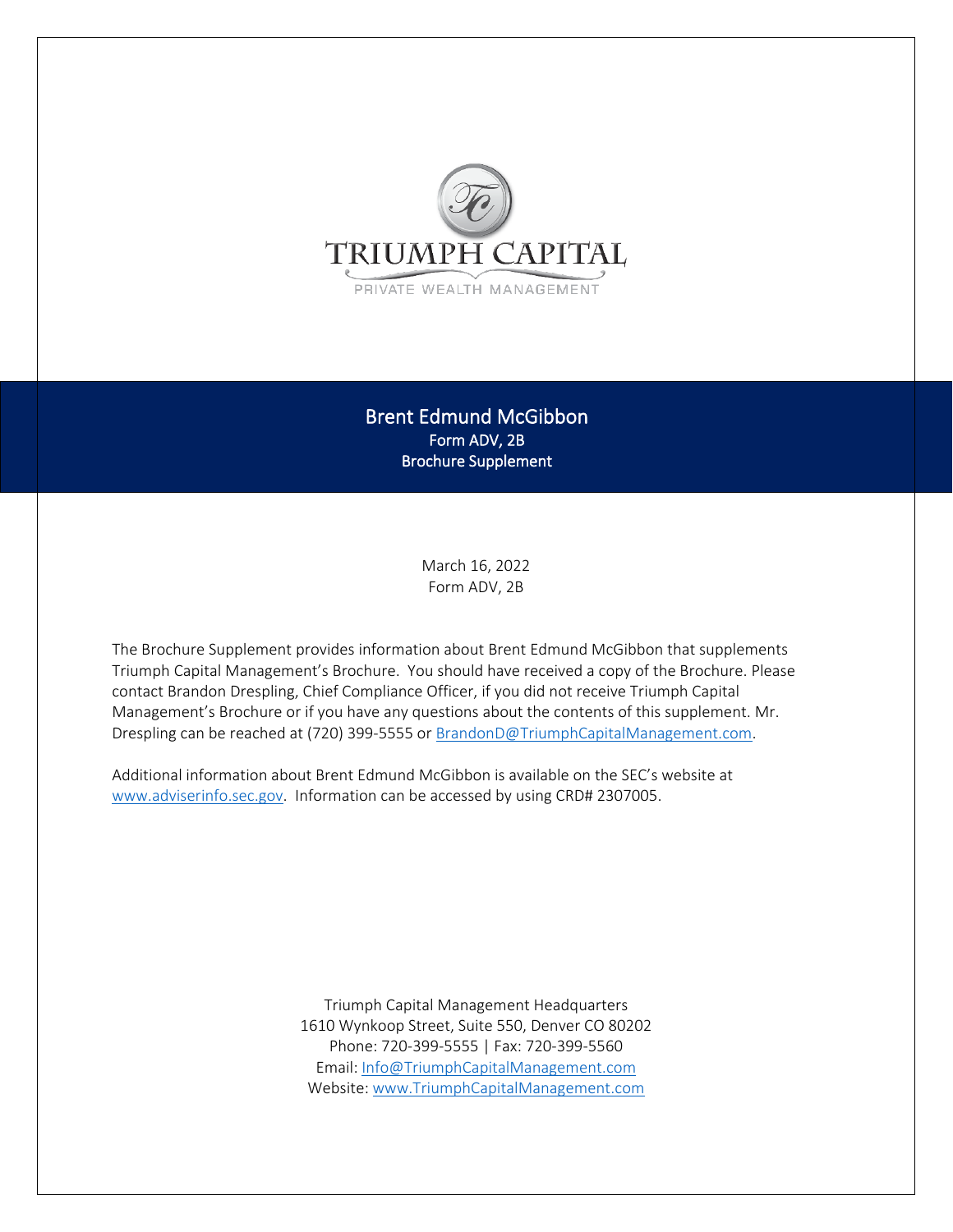TRIUMPH CAPITAL

PRIVATE WEALTH MANAGEMENT

# Brent Edmund McGibbon

Form ADV, 2B

Brochure Supplement

March 16, 2022

Form ADV, 2B

The Brochure Supplement provides information about Brent Edmund McGibbon that supplements Triumph Capital Management's Brochure. You should have received a copy of the Brochure. Please contact Brandon Drespling, Chief Compliance Officer, if you did not receive Triumph Capital Management's Brochure or if you have any questions about the contents of this supplement. Mr. Drespling can be reached at (720) 399-5555 or BrandonD@TriumphCapitalManagement.com.

Additional information about Brent Edmund McGibbon is available on the SEC's website at www.adviserinfo.sec.gov. Information can be accessed by using CRD# 2307005.

Triumph Capital Management Headquarters

1610 Wynkoop Street, Suite 550, Denver CO 80202

Phone: 720-399-5555 | Fax: 720-399-5560

Email: Info@TriumphCapitalManagement.com

Website: www.TriumphCapitalManagement.com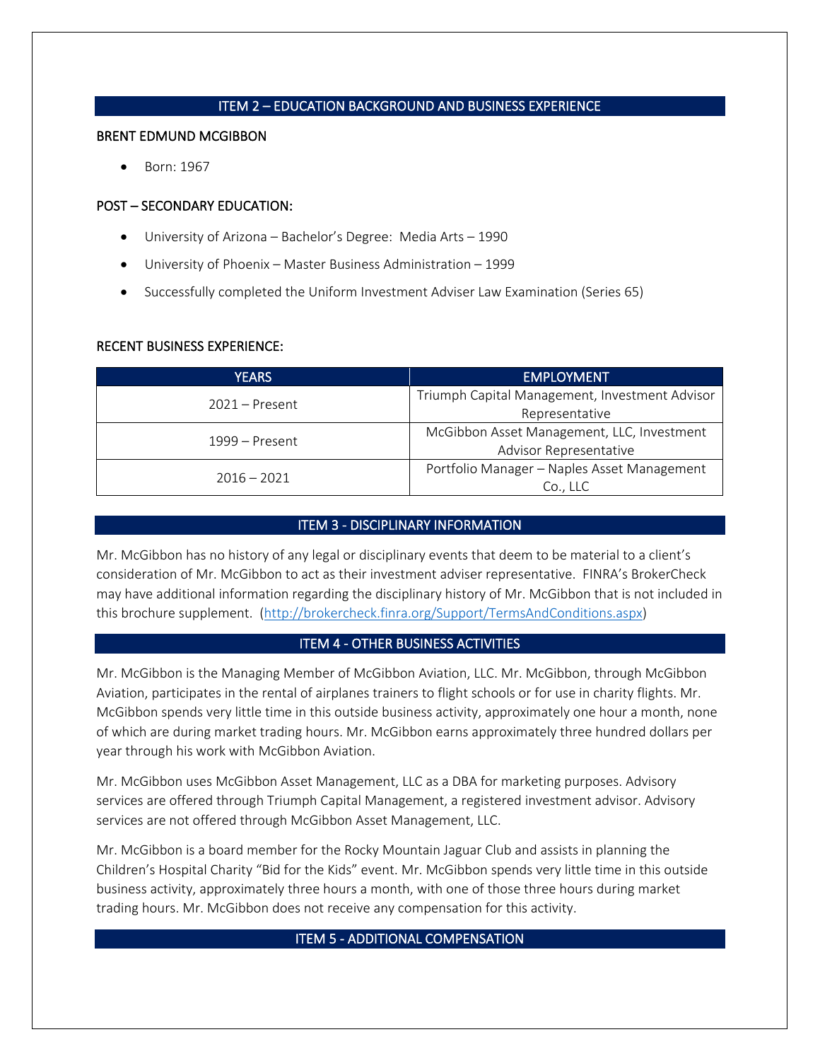## ITEM 2 – EDUCATION BACKGROUND AND BUSINESS EXPERIENCE

### BRENT EDMUND MCGIBBON

- Born: 1967

### POST – SECONDARY EDUCATION:

- University of Arizona – Bachelor's Degree: Media Arts – 1990
- University of Phoenix – Master Business Administration – 1999
- Successfully completed the Uniform Investment Adviser Law Examination (Series 65)

### RECENT BUSINESS EXPERIENCE:

| YEARS | EMPLOYMENT |
|---|---|
| 2021 – Present | Triumph Capital Management, Investment Advisor Representative |
| 1999 – Present | McGibbon Asset Management, LLC, Investment Advisor Representative |
| 2016 – 2021 | Portfolio Manager – Naples Asset Management Co., LLC |

## ITEM 3 - DISCIPLINARY INFORMATION

Mr. McGibbon has no history of any legal or disciplinary events that deem to be material to a client's consideration of Mr. McGibbon to act as their investment adviser representative. FINRA's BrokerCheck may have additional information regarding the disciplinary history of Mr. McGibbon that is not included in this brochure supplement. (http://brokercheck.finra.org/Support/TermsAndConditions.aspx)

## ITEM 4 - OTHER BUSINESS ACTIVITIES

Mr. McGibbon is the Managing Member of McGibbon Aviation, LLC. Mr. McGibbon, through McGibbon Aviation, participates in the rental of airplanes trainers to flight schools or for use in charity flights. Mr. McGibbon spends very little time in this outside business activity, approximately one hour a month, none of which are during market trading hours. Mr. McGibbon earns approximately three hundred dollars per year through his work with McGibbon Aviation.

Mr. McGibbon uses McGibbon Asset Management, LLC as a DBA for marketing purposes. Advisory services are offered through Triumph Capital Management, a registered investment advisor. Advisory services are not offered through McGibbon Asset Management, LLC.

Mr. McGibbon is a board member for the Rocky Mountain Jaguar Club and assists in planning the Children's Hospital Charity "Bid for the Kids" event. Mr. McGibbon spends very little time in this outside business activity, approximately three hours a month, with one of those three hours during market trading hours. Mr. McGibbon does not receive any compensation for this activity.

## ITEM 5 - ADDITIONAL COMPENSATION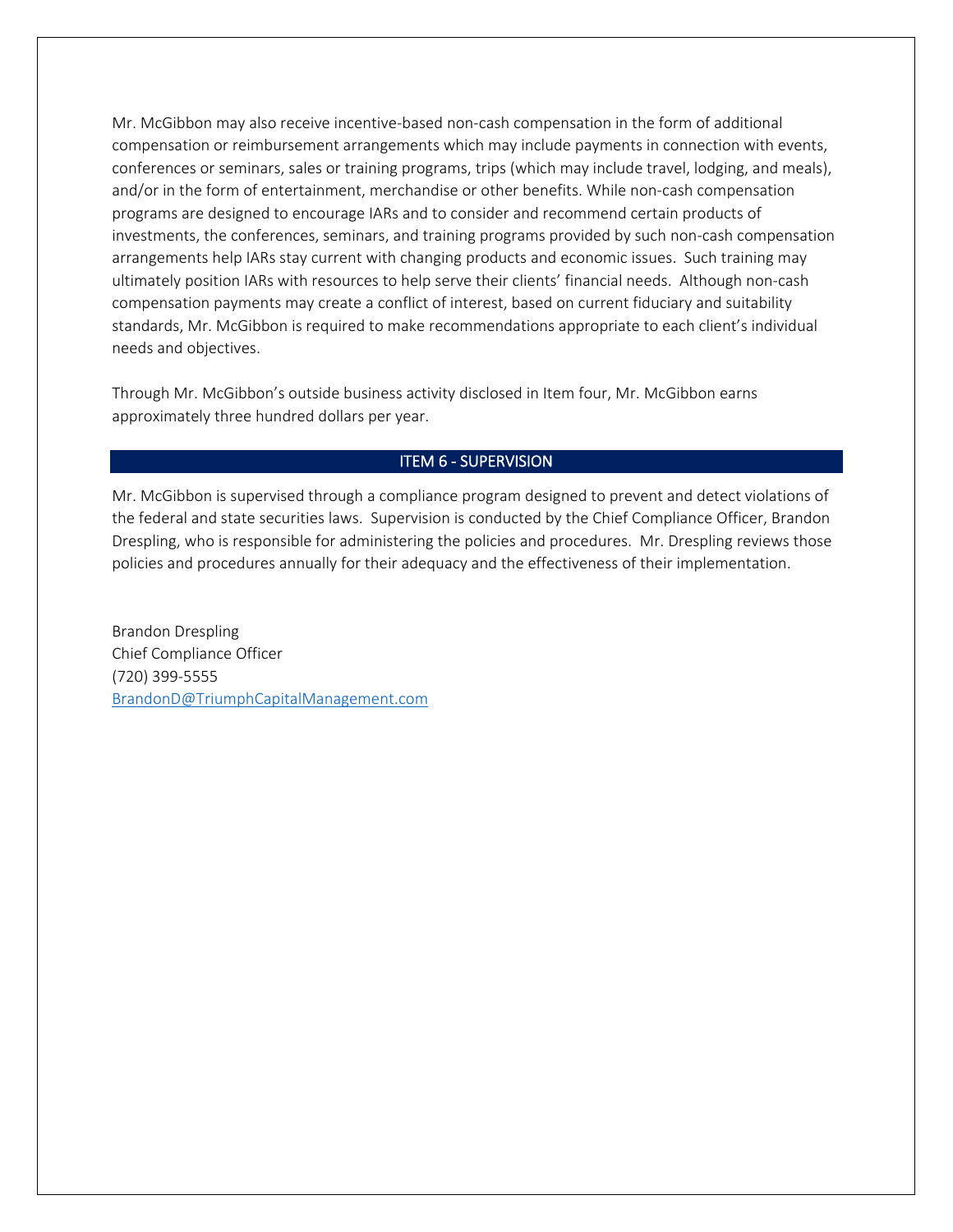Mr. McGibbon may also receive incentive-based non-cash compensation in the form of additional compensation or reimbursement arrangements which may include payments in connection with events, conferences or seminars, sales or training programs, trips (which may include travel, lodging, and meals), and/or in the form of entertainment, merchandise or other benefits. While non-cash compensation programs are designed to encourage IARs and to consider and recommend certain products of investments, the conferences, seminars, and training programs provided by such non-cash compensation arrangements help IARs stay current with changing products and economic issues. Such training may ultimately position IARs with resources to help serve their clients' financial needs. Although non-cash compensation payments may create a conflict of interest, based on current fiduciary and suitability standards, Mr. McGibbon is required to make recommendations appropriate to each client's individual needs and objectives.

Through Mr. McGibbon's outside business activity disclosed in Item four, Mr. McGibbon earns approximately three hundred dollars per year.

## ITEM 6 - SUPERVISION

Mr. McGibbon is supervised through a compliance program designed to prevent and detect violations of the federal and state securities laws. Supervision is conducted by the Chief Compliance Officer, Brandon Drespling, who is responsible for administering the policies and procedures. Mr. Drespling reviews those policies and procedures annually for their adequacy and the effectiveness of their implementation.

Brandon Drespling
Chief Compliance Officer
(720) 399-5555
BrandonD@TriumphCapitalManagement.com